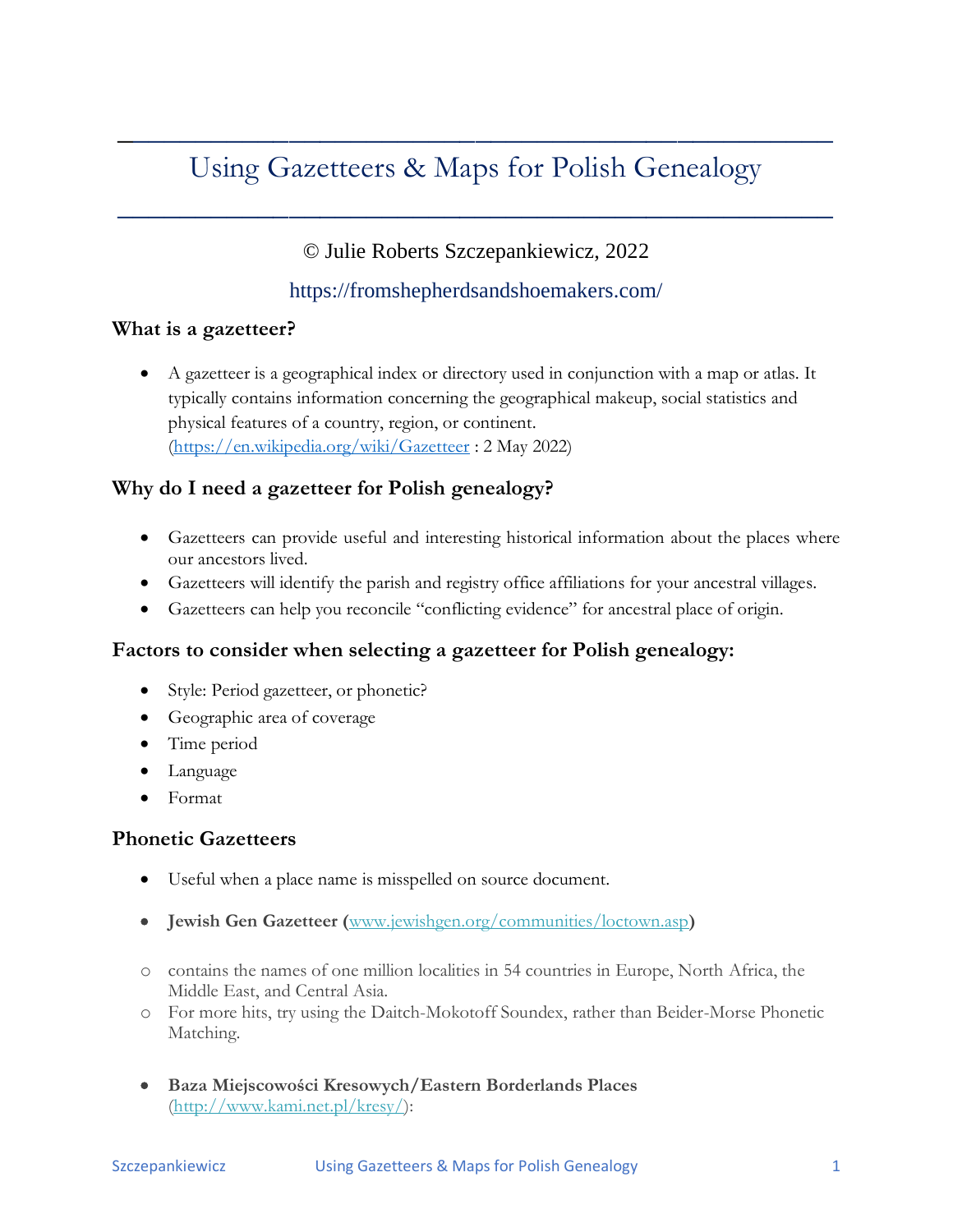# Using Gazetteers & Maps for Polish Genealogy

© Julie Roberts Szczepankiewicz, 2022

https://fromshepherdsandshoemakers.com/

### What is a gazetteer?

- A gazetteer is a geographical index or directory used in conjunction with a map or atlas. It typically contains information concerning the geographical makeup, social statistics and physical features of a country, region, or continent. (https://en.wikipedia.org/wiki/Gazetteer : 2 May 2022)

### Why do I need a gazetteer for Polish genealogy?

- Gazetteers can provide useful and interesting historical information about the places where our ancestors lived.
- Gazetteers will identify the parish and registry office affiliations for your ancestral villages.
- Gazetteers can help you reconcile "conflicting evidence" for ancestral place of origin.

### Factors to consider when selecting a gazetteer for Polish genealogy:

- Style: Period gazetteer, or phonetic?
- Geographic area of coverage
- Time period
- Language
- Format

### Phonetic Gazetteers

- Useful when a place name is misspelled on source document.

- **Jewish Gen Gazetteer (**www.jewishgen.org/communities/loctown.asp**)**

  - contains the names of one million localities in 54 countries in Europe, North Africa, the Middle East, and Central Asia.
  - For more hits, try using the Daitch-Mokotoff Soundex, rather than Beider-Morse Phonetic Matching.

- **Baza Miejscowości Kresowych/Eastern Borderlands Places** (http://www.kami.net.pl/kresy/):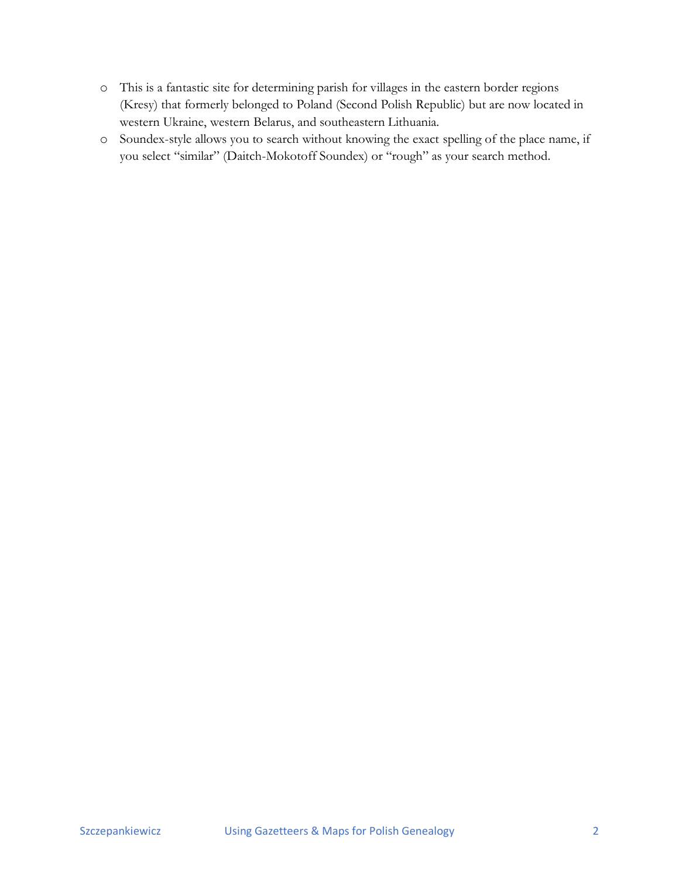- This is a fantastic site for determining parish for villages in the eastern border regions (Kresy) that formerly belonged to Poland (Second Polish Republic) but are now located in western Ukraine, western Belarus, and southeastern Lithuania.
  - Soundex-style allows you to search without knowing the exact spelling of the place name, if you select "similar" (Daitch-Mokotoff Soundex) or "rough" as your search method.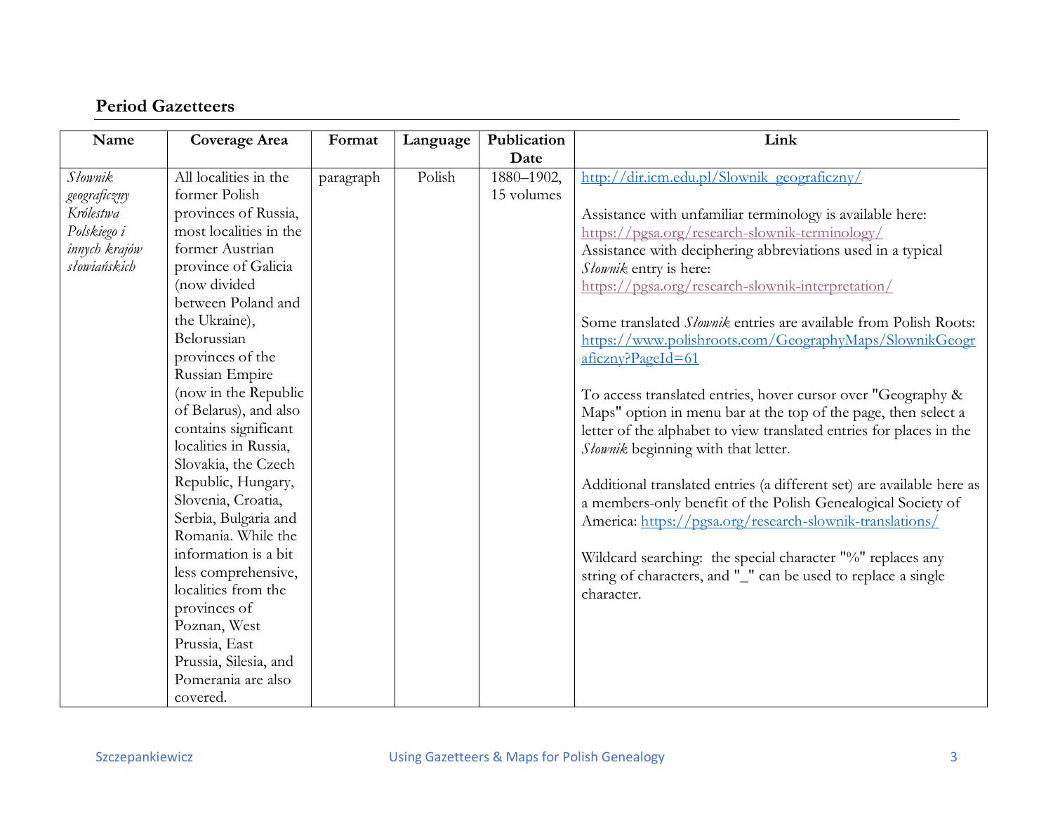## Period Gazetteers

| Name | Coverage Area | Format | Language | Publication Date | Link |
|---|---|---|---|---|---|
| *Słownik geograficzny Królestwa Polskiego i innych krajów słowiańskich* | All localities in the former Polish provinces of Russia, most localities in the former Austrian province of Galicia (now divided between Poland and the Ukraine), Belorussian provinces of the Russian Empire (now in the Republic of Belarus), and also contains significant localities in Russia, Slovakia, the Czech Republic, Hungary, Slovenia, Croatia, Serbia, Bulgaria and Romania. While the information is a bit less comprehensive, localities from the provinces of Poznan, West Prussia, East Prussia, Silesia, and Pomerania are also covered. | paragraph | Polish | 1880–1902, 15 volumes | http://dir.icm.edu.pl/Slownik_geograficzny/ <br><br> Assistance with unfamiliar terminology is available here: https://pgsa.org/research-slownik-terminology/ <br> Assistance with deciphering abbreviations used in a typical *Słownik* entry is here: https://pgsa.org/research-slownik-interpretation/ <br><br> Some translated *Słownik* entries are available from Polish Roots: https://www.polishroots.com/GeographyMaps/SlownikGeograficzny?PageId=61 <br><br> To access translated entries, hover cursor over "Geography & Maps" option in menu bar at the top of the page, then select a letter of the alphabet to view translated entries for places in the *Słownik* beginning with that letter. <br><br> Additional translated entries (a different set) are available here as a members-only benefit of the Polish Genealogical Society of America: https://pgsa.org/research-slownik-translations/ <br><br> Wildcard searching: the special character "%" replaces any string of characters, and "_" can be used to replace a single character. |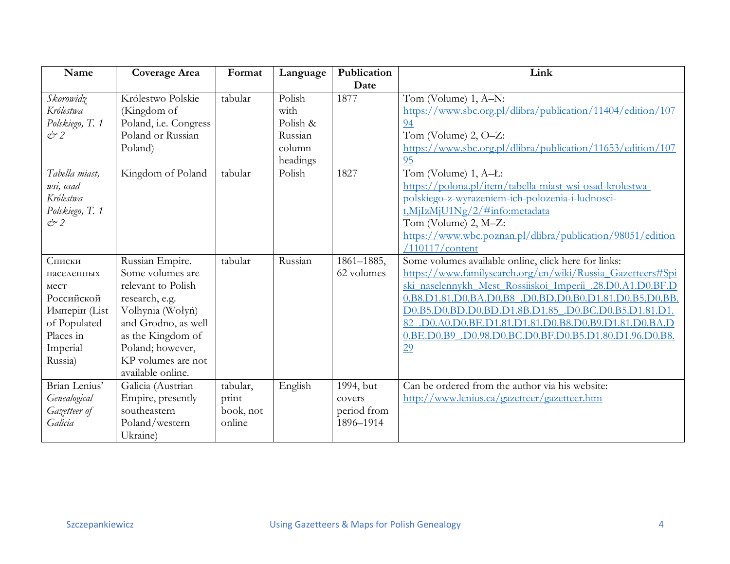| Name | Coverage Area | Format | Language | Publication Date | Link |
|---|---|---|---|---|---|
| *Skorowidz Królestwa Polskiego, T. 1 & 2* | Królestwo Polskie (Kingdom of Poland, i.e. Congress Poland or Russian Poland) | tabular | Polish with Polish & Russian column headings | 1877 | Tom (Volume) 1, A–N: https://www.sbc.org.pl/dlibra/publication/11404/edition/10794 Tom (Volume) 2, O–Z: https://www.sbc.org.pl/dlibra/publication/11653/edition/10795 |
| *Tabella miast, wsi, osad Królestwa Polskiego, T. 1 & 2* | Kingdom of Poland | tabular | Polish | 1827 | Tom (Volume) 1, A–Ł: https://polona.pl/item/tabella-miast-wsi-osad-krolestwa-polskiego-z-wyrazeniem-ich-polozenia-i-ludnosci-t,MjIzMjU1Ng/2/#info:metadata Tom (Volume) 2, M–Z: https://www.wbc.poznan.pl/dlibra/publication/98051/edition/110117/content |
| Списки населенных мест Россійской Имперіи (List of Populated Places in Imperial Russia) | Russian Empire. Some volumes are relevant to Polish research, e.g. Volhynia (Wołyń) and Grodno, as well as the Kingdom of Poland; however, KP volumes are not available online. | tabular | Russian | 1861–1885, 62 volumes | Some volumes available online, click here for links: https://www.familysearch.org/en/wiki/Russia_Gazetteers#Spiski_naselennykh_Mest_Rossiiskoi_Imperii_.28.D0.A1.D0.BF.D0.B8.D1.81.D0.BA.D0.B8_.D0.BD.D0.B0.D1.81.D0.B5.D0.BB.D0.B5.D0.BD.D0.BD.D1.8B.D1.85_.D0.BC.D0.B5.D1.81.D1.82_.D0.A0.D0.BE.D1.81.D1.81.D0.B8.D0.B9.D1.81.D0.BA.D0.BE.D0.B9_.D0.98.D0.BC.D0.BF.D0.B5.D1.80.D1.96.D0.B8.29 |
| Brian Lenius' *Genealogical Gazetteer of Galicia* | Galicia (Austrian Empire, presently southeastern Poland/western Ukraine) | tabular, print book, not online | English | 1994, but covers period from 1896–1914 | Can be ordered from the author via his website: http://www.lenius.ca/gazetteer/gazetteer.htm |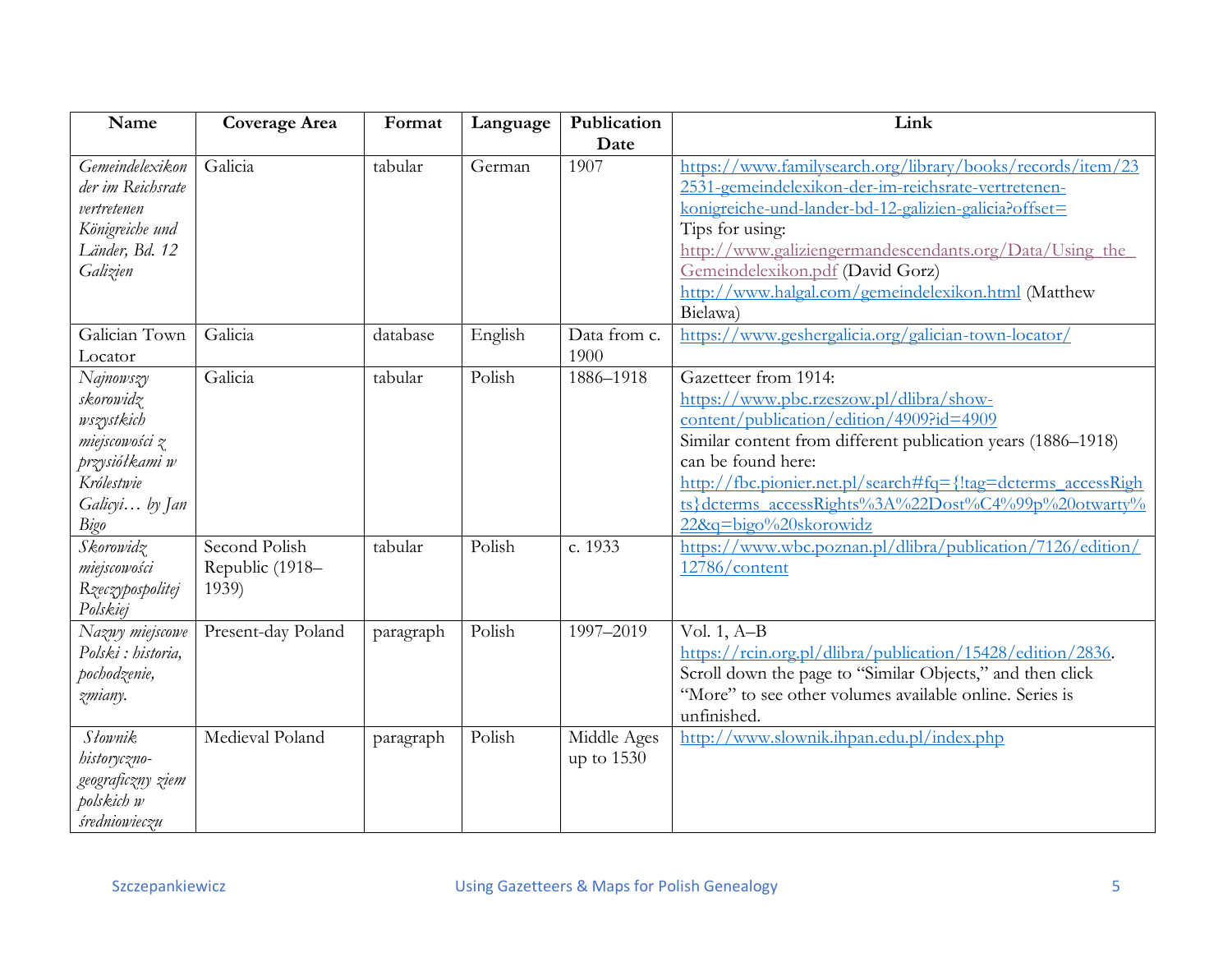| Name | Coverage Area | Format | Language | Publication Date | Link |
|---|---|---|---|---|---|
| *Gemeindelexikon der im Reichsrate vertretenen Königreiche und Länder, Bd. 12 Galizien* | Galicia | tabular | German | 1907 | https://www.familysearch.org/library/books/records/item/232531-gemeindelexikon-der-im-reichsrate-vertretenen-konigreiche-und-lander-bd-12-galizien-galicia?offset= <br>Tips for using: <br>http://www.galiziengermandescendants.org/Data/Using_the_Gemeindelexikon.pdf (David Gorz) <br>http://www.halgal.com/gemeindelexikon.html (Matthew Bielawa) |
| Galician Town Locator | Galicia | database | English | Data from c. 1900 | https://www.geshergalicia.org/galician-town-locator/ |
| *Najnowszy skorowidz wszystkich miejscowości z przysiółkami w Królestwie Galicyi… by Jan Bigo* | Galicia | tabular | Polish | 1886–1918 | Gazetteer from 1914: <br>https://www.pbc.rzeszow.pl/dlibra/show-content/publication/edition/4909?id=4909 <br>Similar content from different publication years (1886–1918) can be found here: <br>http://fbc.pionier.net.pl/search#fq={!tag=dcterms_accessRights}dcterms_accessRights%3A%22Dost%C4%99p%20otwarty%22&q=bigo%20skorowidz |
| *Skorowidz miejscowości Rzeczypospolitej Polskiej* | Second Polish Republic (1918–1939) | tabular | Polish | c. 1933 | https://www.wbc.poznan.pl/dlibra/publication/7126/edition/12786/content |
| *Nazwy miejscowe Polski : historia, pochodzenie, zmiany.* | Present-day Poland | paragraph | Polish | 1997–2019 | Vol. 1, A–B <br>https://rcin.org.pl/dlibra/publication/15428/edition/2836. <br>Scroll down the page to "Similar Objects," and then click "More" to see other volumes available online. Series is unfinished. |
| *Słownik historyczno-geograficzny ziem polskich w średniowieczu* | Medieval Poland | paragraph | Polish | Middle Ages up to 1530 | http://www.slownik.ihpan.edu.pl/index.php |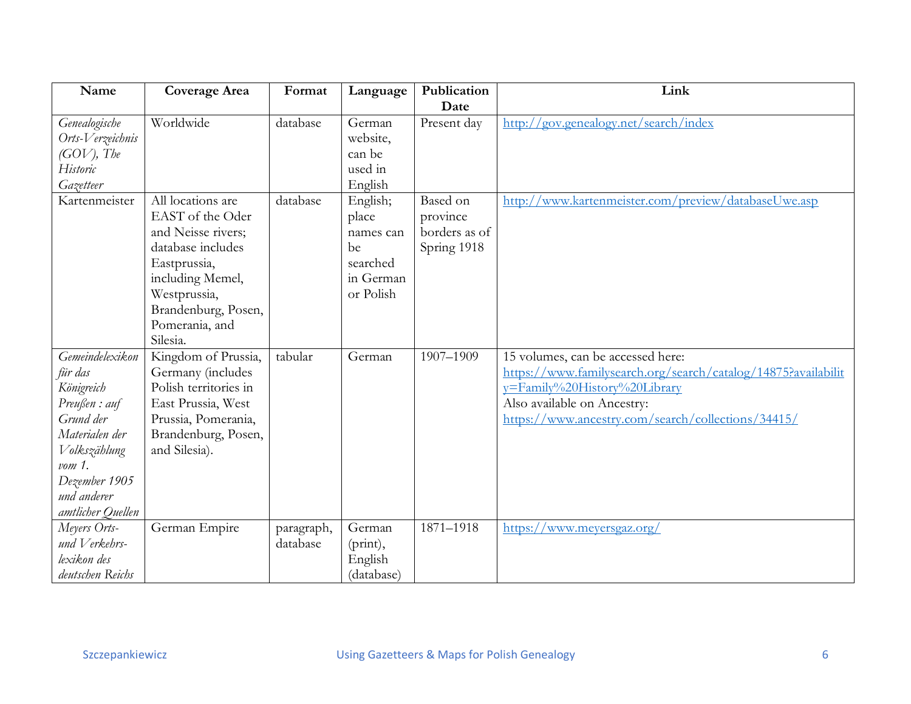| Name | Coverage Area | Format | Language | Publication Date | Link |
|---|---|---|---|---|---|
| *Genealogische Orts-Verzeichnis (GOV), The Historic Gazetteer* | Worldwide | database | German website, can be used in English | Present day | http://gov.genealogy.net/search/index |
| Kartenmeister | All locations are EAST of the Oder and Neisse rivers; database includes Eastprussia, including Memel, Westprussia, Brandenburg, Posen, Pomerania, and Silesia. | database | English; place names can be searched in German or Polish | Based on province borders as of Spring 1918 | http://www.kartenmeister.com/preview/databaseUwe.asp |
| *Gemeindelexikon für das Königreich Preußen : auf Grund der Materialen der Volkszählung vom 1. Dezember 1905 und anderer amtlicher Quellen* | Kingdom of Prussia, Germany (includes Polish territories in East Prussia, West Prussia, Pomerania, Brandenburg, Posen, and Silesia). | tabular | German | 1907–1909 | 15 volumes, can be accessed here: https://www.familysearch.org/search/catalog/14875?availability=Family%20History%20Library Also available on Ancestry: https://www.ancestry.com/search/collections/34415/ |
| *Meyers Orts- und Verkehrs-lexikon des deutschen Reichs* | German Empire | paragraph, database | German (print), English (database) | 1871–1918 | https://www.meyersgaz.org/ |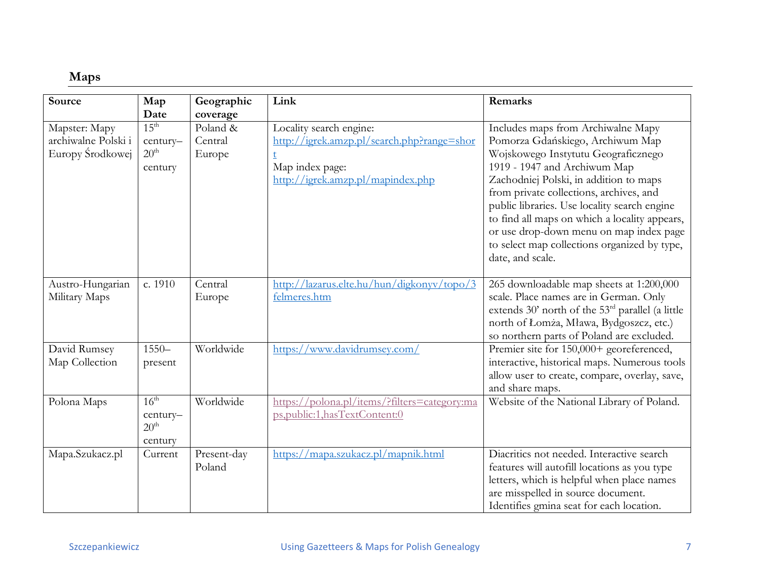## Maps

| Source | Map Date | Geographic coverage | Link | Remarks |
| --- | --- | --- | --- | --- |
| Mapster: Mapy archiwalne Polski i Europy Środkowej | 15th century–20th century | Poland & Central Europe | Locality search engine: http://igrek.amzp.pl/search.php?range=short Map index page: http://igrek.amzp.pl/mapindex.php | Includes maps from Archiwalne Mapy Pomorza Gdańskiego, Archiwum Map Wojskowego Instytutu Geograficznego 1919 - 1947 and Archiwum Map Zachodniej Polski, in addition to maps from private collections, archives, and public libraries. Use locality search engine to find all maps on which a locality appears, or use drop-down menu on map index page to select map collections organized by type, date, and scale. |
| Austro-Hungarian Military Maps | c. 1910 | Central Europe | http://lazarus.elte.hu/hun/digkonyv/topo/3felmeres.htm | 265 downloadable map sheets at 1:200,000 scale. Place names are in German. Only extends 30' north of the 53rd parallel (a little north of Łomża, Mława, Bydgoszcz, etc.) so northern parts of Poland are excluded. |
| David Rumsey Map Collection | 1550–present | Worldwide | https://www.davidrumsey.com/ | Premier site for 150,000+ georeferenced, interactive, historical maps. Numerous tools allow user to create, compare, overlay, save, and share maps. |
| Polona Maps | 16th century–20th century | Worldwide | https://polona.pl/items/?filters=category:maps,public:1,hasTextContent:0 | Website of the National Library of Poland. |
| Mapa.Szukacz.pl | Current | Present-day Poland | https://mapa.szukacz.pl/mapnik.html | Diacritics not needed. Interactive search features will autofill locations as you type letters, which is helpful when place names are misspelled in source document. Identifies gmina seat for each location. |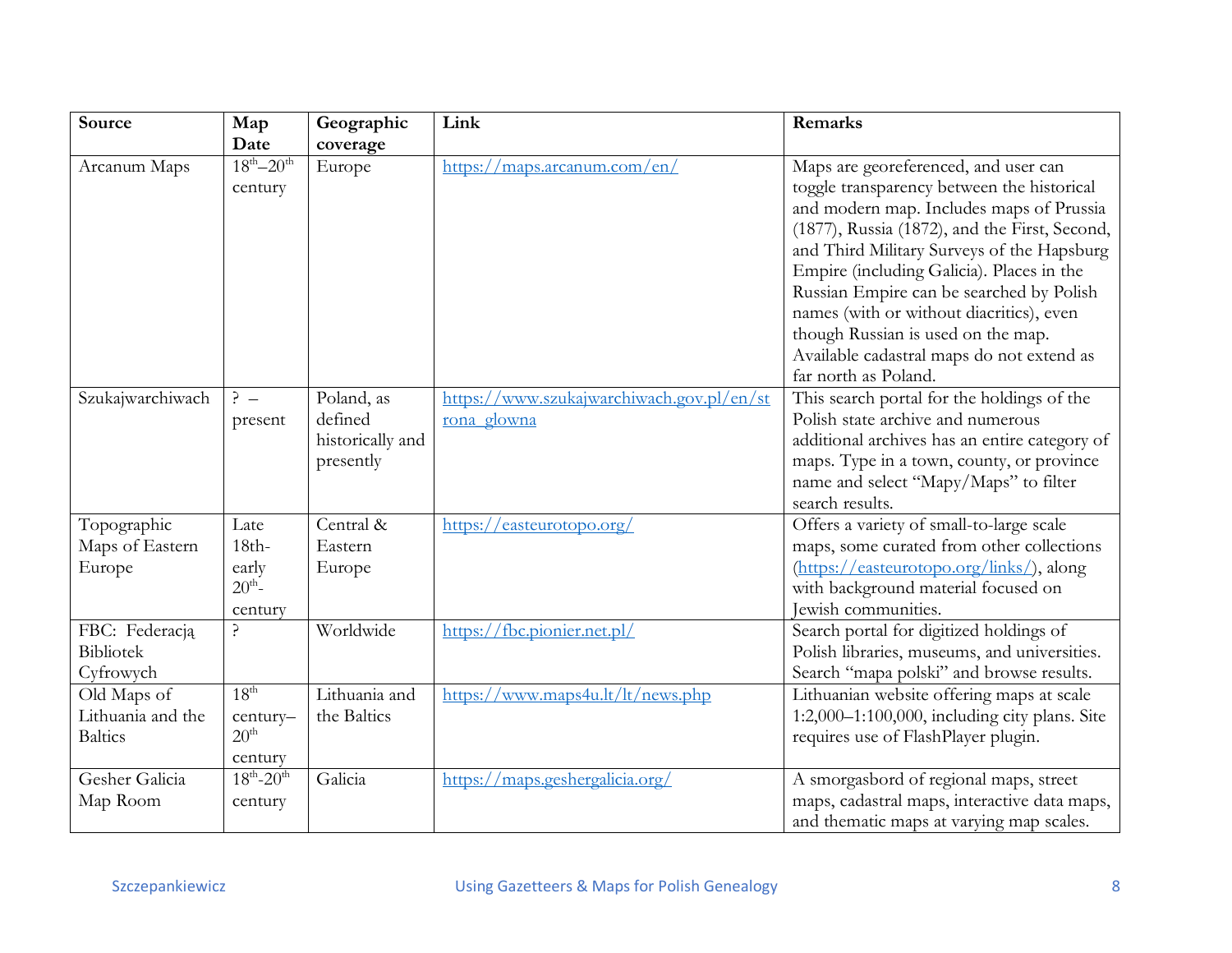| Source | Map Date | Geographic coverage | Link | Remarks |
|---|---|---|---|---|
| Arcanum Maps | 18th–20th century | Europe | https://maps.arcanum.com/en/ | Maps are georeferenced, and user can toggle transparency between the historical and modern map. Includes maps of Prussia (1877), Russia (1872), and the First, Second, and Third Military Surveys of the Hapsburg Empire (including Galicia). Places in the Russian Empire can be searched by Polish names (with or without diacritics), even though Russian is used on the map. Available cadastral maps do not extend as far north as Poland. |
| Szukajwarchiwach | ? – present | Poland, as defined historically and presently | https://www.szukajwarchiwach.gov.pl/en/strona_glowna | This search portal for the holdings of the Polish state archive and numerous additional archives has an entire category of maps. Type in a town, county, or province name and select "Mapy/Maps" to filter search results. |
| Topographic Maps of Eastern Europe | Late 18th-early 20th-century | Central & Eastern Europe | https://easteurotopo.org/ | Offers a variety of small-to-large scale maps, some curated from other collections (https://easteurotopo.org/links/), along with background material focused on Jewish communities. |
| FBC: Federacją Bibliotek Cyfrowych | ? | Worldwide | https://fbc.pionier.net.pl/ | Search portal for digitized holdings of Polish libraries, museums, and universities. Search "mapa polski" and browse results. |
| Old Maps of Lithuania and the Baltics | 18th century–20th century | Lithuania and the Baltics | https://www.maps4u.lt/lt/news.php | Lithuanian website offering maps at scale 1:2,000–1:100,000, including city plans. Site requires use of FlashPlayer plugin. |
| Gesher Galicia Map Room | 18th-20th century | Galicia | https://maps.geshergalicia.org/ | A smorgasbord of regional maps, street maps, cadastral maps, interactive data maps, and thematic maps at varying map scales. |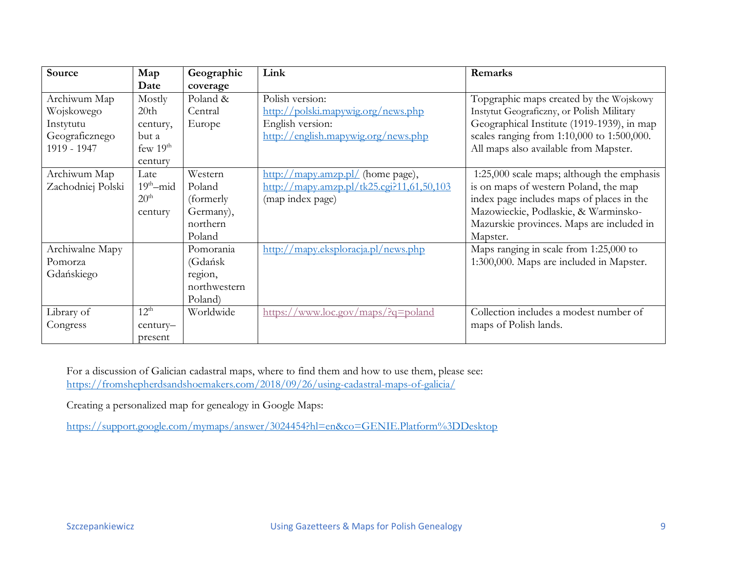| Source | Map Date | Geographic coverage | Link | Remarks |
| --- | --- | --- | --- | --- |
| Archiwum Map Wojskowego Instytutu Geograficznego 1919 - 1947 | Mostly 20th century, but a few 19th century | Poland & Central Europe | Polish version: http://polski.mapywig.org/news.php English version: http://english.mapywig.org/news.php | Topgraphic maps created by the Wojskowy Instytut Geograficzny, or Polish Military Geographical Institute (1919-1939), in map scales ranging from 1:10,000 to 1:500,000. All maps also available from Mapster. |
| Archiwum Map Zachodniej Polski | Late 19th–mid 20th century | Western Poland (formerly Germany), northern Poland | http://mapy.amzp.pl/ (home page), http://mapy.amzp.pl/tk25.cgi?11,61,50,103 (map index page) | 1:25,000 scale maps; although the emphasis is on maps of western Poland, the map index page includes maps of places in the Mazowieckie, Podlaskie, & Warminsko-Mazurskie provinces. Maps are included in Mapster. |
| Archiwalne Mapy Pomorza Gdańskiego | | Pomorania (Gdańsk region, northwestern Poland) | http://mapy.eksploracja.pl/news.php | Maps ranging in scale from 1:25,000 to 1:300,000. Maps are included in Mapster. |
| Library of Congress | 12th century–present | Worldwide | https://www.loc.gov/maps/?q=poland | Collection includes a modest number of maps of Polish lands. |

For a discussion of Galician cadastral maps, where to find them and how to use them, please see: https://fromshepherdsandshoemakers.com/2018/09/26/using-cadastral-maps-of-galicia/

Creating a personalized map for genealogy in Google Maps:

https://support.google.com/mymaps/answer/3024454?hl=en&co=GENIE.Platform%3DDesktop